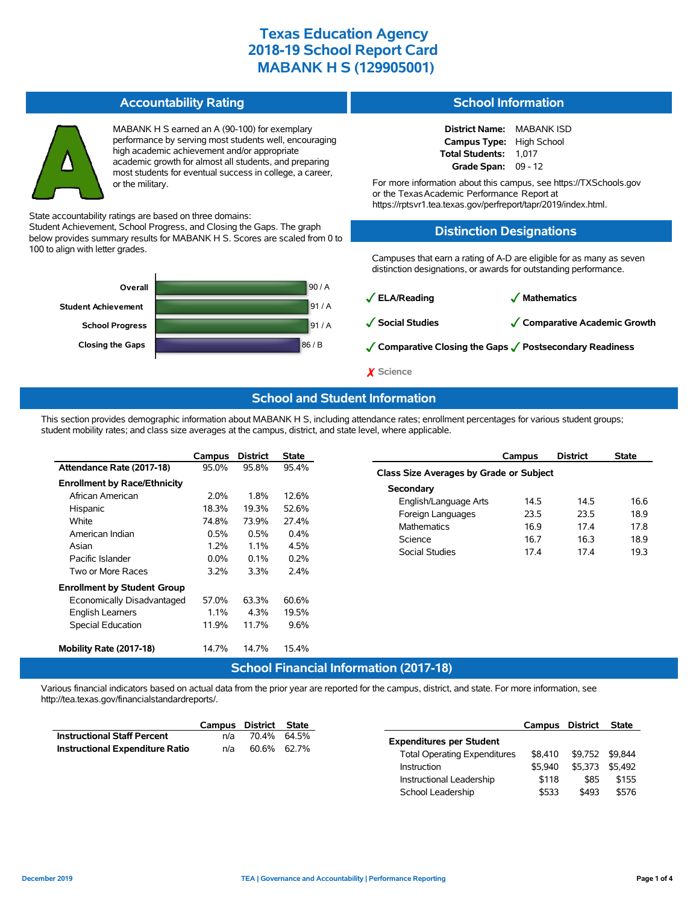# Texas Education Agency
# 2018-19 School Report Card
# MABANK H S (129905001)

## Accountability Rating

**A**

MABANK H S earned an A (90-100) for exemplary performance by serving most students well, encouraging high academic achievement and/or appropriate academic growth for almost all students, and preparing most students for eventual success in college, a career, or the military.

State accountability ratings are based on three domains: Student Achievement, School Progress, and Closing the Gaps. The graph below provides summary results for MABANK H S. Scores are scaled from 0 to 100 to align with letter grades.

| Domain | Score |
|---|---|
| Overall | 90 / A |
| Student Achievement | 91 / A |
| School Progress | 91 / A |
| Closing the Gaps | 86 / B |

## School Information

**District Name:** MABANK ISD
**Campus Type:** High School
**Total Students:** 1,017
**Grade Span:** 09 - 12

For more information about this campus, see https://TXSchools.gov or the Texas Academic Performance Report at https://rptsvr1.tea.texas.gov/perfreport/tapr/2019/index.html.

## Distinction Designations

Campuses that earn a rating of A-D are eligible for as many as seven distinction designations, or awards for outstanding performance.

- ✓ ELA/Reading
- ✓ Mathematics
- ✓ Social Studies
- ✓ Comparative Academic Growth
- ✓ Comparative Closing the Gaps
- ✓ Postsecondary Readiness
- ✗ Science

## School and Student Information

This section provides demographic information about MABANK H S, including attendance rates; enrollment percentages for various student groups; student mobility rates; and class size averages at the campus, district, and state level, where applicable.

| | Campus | District | State |
|---|---|---|---|
| **Attendance Rate (2017-18)** | 95.0% | 95.8% | 95.4% |
| **Enrollment by Race/Ethnicity** | | | |
| African American | 2.0% | 1.8% | 12.6% |
| Hispanic | 18.3% | 19.3% | 52.6% |
| White | 74.8% | 73.9% | 27.4% |
| American Indian | 0.5% | 0.5% | 0.4% |
| Asian | 1.2% | 1.1% | 4.5% |
| Pacific Islander | 0.0% | 0.1% | 0.2% |
| Two or More Races | 3.2% | 3.3% | 2.4% |
| **Enrollment by Student Group** | | | |
| Economically Disadvantaged | 57.0% | 63.3% | 60.6% |
| English Learners | 1.1% | 4.3% | 19.5% |
| Special Education | 11.9% | 11.7% | 9.6% |
| **Mobility Rate (2017-18)** | 14.7% | 14.7% | 15.4% |

| | Campus | District | State |
|---|---|---|---|
| **Class Size Averages by Grade or Subject** | | | |
| **Secondary** | | | |
| English/Language Arts | 14.5 | 14.5 | 16.6 |
| Foreign Languages | 23.5 | 23.5 | 18.9 |
| Mathematics | 16.9 | 17.4 | 17.8 |
| Science | 16.7 | 16.3 | 18.9 |
| Social Studies | 17.4 | 17.4 | 19.3 |

## School Financial Information (2017-18)

Various financial indicators based on actual data from the prior year are reported for the campus, district, and state. For more information, see http://tea.texas.gov/financialstandardreports/.

| | Campus | District | State |
|---|---|---|---|
| **Instructional Staff Percent** | n/a | 70.4% | 64.5% |
| **Instructional Expenditure Ratio** | n/a | 60.6% | 62.7% |

| | Campus | District | State |
|---|---|---|---|
| **Expenditures per Student** | | | |
| Total Operating Expenditures | $8,410 | $9,752 | $9,844 |
| Instruction | $5,940 | $5,373 | $5,492 |
| Instructional Leadership | $118 | $85 | $155 |
| School Leadership | $533 | $493 | $576 |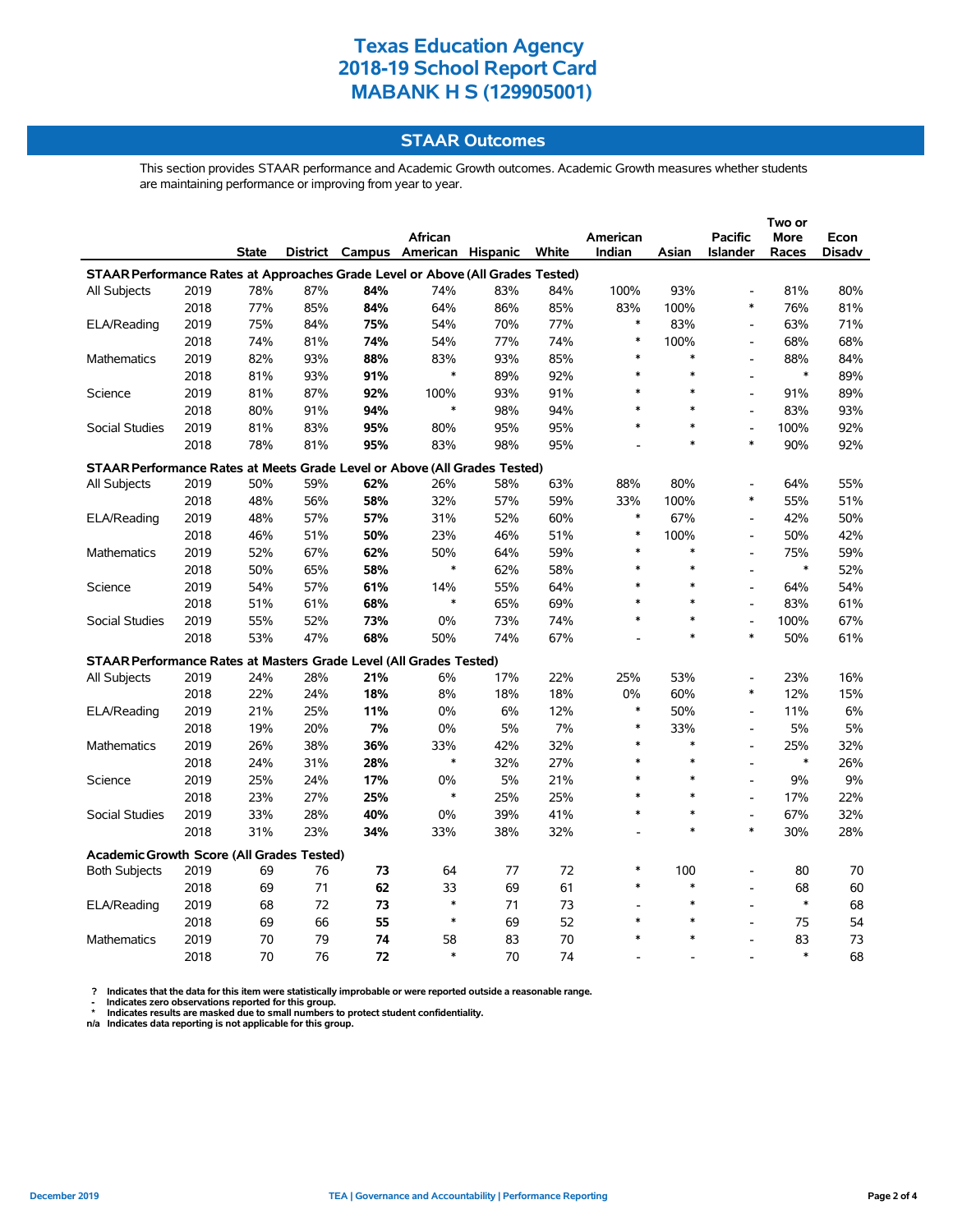# Texas Education Agency
# 2018-19 School Report Card
# MABANK H S (129905001)

## STAAR Outcomes

This section provides STAAR performance and Academic Growth outcomes. Academic Growth measures whether students are maintaining performance or improving from year to year.

| | | State | District | Campus | African American | Hispanic | White | American Indian | Asian | Pacific Islander | Two or More Races | Econ Disadv |
|---|---|---|---|---|---|---|---|---|---|---|---|---|
| **STAAR Performance Rates at Approaches Grade Level or Above (All Grades Tested)** | | | | | | | | | | | | |
| All Subjects | 2019 | 78% | 87% | **84%** | 74% | 83% | 84% | 100% | 93% | - | 81% | 80% |
| | 2018 | 77% | 85% | **84%** | 64% | 86% | 85% | 83% | 100% | * | 76% | 81% |
| ELA/Reading | 2019 | 75% | 84% | **75%** | 54% | 70% | 77% | * | 83% | - | 63% | 71% |
| | 2018 | 74% | 81% | **74%** | 54% | 77% | 74% | * | 100% | - | 68% | 68% |
| Mathematics | 2019 | 82% | 93% | **88%** | 83% | 93% | 85% | * | * | - | 88% | 84% |
| | 2018 | 81% | 93% | **91%** | * | 89% | 92% | * | * | - | * | 89% |
| Science | 2019 | 81% | 87% | **92%** | 100% | 93% | 91% | * | * | - | 91% | 89% |
| | 2018 | 80% | 91% | **94%** | * | 98% | 94% | * | * | - | 83% | 93% |
| Social Studies | 2019 | 81% | 83% | **95%** | 80% | 95% | 95% | * | * | - | 100% | 92% |
| | 2018 | 78% | 81% | **95%** | 83% | 98% | 95% | - | * | * | 90% | 92% |
| **STAAR Performance Rates at Meets Grade Level or Above (All Grades Tested)** | | | | | | | | | | | | |
| All Subjects | 2019 | 50% | 59% | **62%** | 26% | 58% | 63% | 88% | 80% | - | 64% | 55% |
| | 2018 | 48% | 56% | **58%** | 32% | 57% | 59% | 33% | 100% | * | 55% | 51% |
| ELA/Reading | 2019 | 48% | 57% | **57%** | 31% | 52% | 60% | * | 67% | - | 42% | 50% |
| | 2018 | 46% | 51% | **50%** | 23% | 46% | 51% | * | 100% | - | 50% | 42% |
| Mathematics | 2019 | 52% | 67% | **62%** | 50% | 64% | 59% | * | * | - | 75% | 59% |
| | 2018 | 50% | 65% | **58%** | * | 62% | 58% | * | * | - | * | 52% |
| Science | 2019 | 54% | 57% | **61%** | 14% | 55% | 64% | * | * | - | 64% | 54% |
| | 2018 | 51% | 61% | **68%** | * | 65% | 69% | * | * | - | 83% | 61% |
| Social Studies | 2019 | 55% | 52% | **73%** | 0% | 73% | 74% | * | * | - | 100% | 67% |
| | 2018 | 53% | 47% | **68%** | 50% | 74% | 67% | - | * | * | 50% | 61% |
| **STAAR Performance Rates at Masters Grade Level (All Grades Tested)** | | | | | | | | | | | | |
| All Subjects | 2019 | 24% | 28% | **21%** | 6% | 17% | 22% | 25% | 53% | - | 23% | 16% |
| | 2018 | 22% | 24% | **18%** | 8% | 18% | 18% | 0% | 60% | * | 12% | 15% |
| ELA/Reading | 2019 | 21% | 25% | **11%** | 0% | 6% | 12% | * | 50% | - | 11% | 6% |
| | 2018 | 19% | 20% | **7%** | 0% | 5% | 7% | * | 33% | - | 5% | 5% |
| Mathematics | 2019 | 26% | 38% | **36%** | 33% | 42% | 32% | * | * | - | 25% | 32% |
| | 2018 | 24% | 31% | **28%** | * | 32% | 27% | * | * | - | * | 26% |
| Science | 2019 | 25% | 24% | **17%** | 0% | 5% | 21% | * | * | - | 9% | 9% |
| | 2018 | 23% | 27% | **25%** | * | 25% | 25% | * | * | - | 17% | 22% |
| Social Studies | 2019 | 33% | 28% | **40%** | 0% | 39% | 41% | * | * | - | 67% | 32% |
| | 2018 | 31% | 23% | **34%** | 33% | 38% | 32% | - | * | * | 30% | 28% |
| **Academic Growth Score (All Grades Tested)** | | | | | | | | | | | | |
| Both Subjects | 2019 | 69 | 76 | **73** | 64 | 77 | 72 | * | 100 | - | 80 | 70 |
| | 2018 | 69 | 71 | **62** | 33 | 69 | 61 | * | * | - | 68 | 60 |
| ELA/Reading | 2019 | 68 | 72 | **73** | * | 71 | 73 | - | * | - | * | 68 |
| | 2018 | 69 | 66 | **55** | * | 69 | 52 | * | * | - | 75 | 54 |
| Mathematics | 2019 | 70 | 79 | **74** | 58 | 83 | 70 | * | * | - | 83 | 73 |
| | 2018 | 70 | 76 | **72** | * | 70 | 74 | - | - | - | * | 68 |

? Indicates that the data for this item were statistically improbable or were reported outside a reasonable range.
- Indicates zero observations reported for this group.
* Indicates results are masked due to small numbers to protect student confidentiality.
n/a Indicates data reporting is not applicable for this group.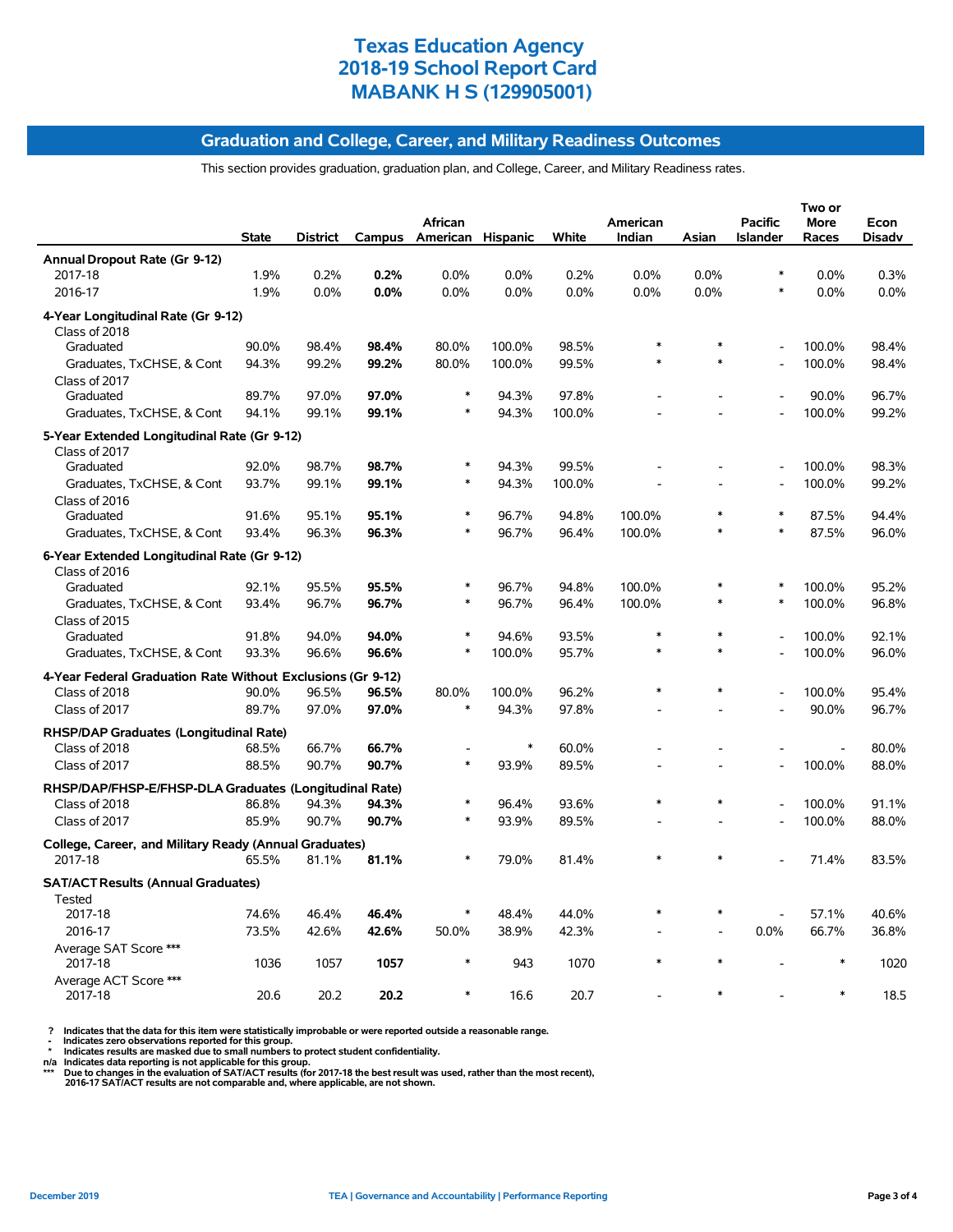# Texas Education Agency
# 2018-19 School Report Card
# MABANK H S (129905001)

## Graduation and College, Career, and Military Readiness Outcomes

This section provides graduation, graduation plan, and College, Career, and Military Readiness rates.

| | State | District | Campus | African American | Hispanic | White | American Indian | Asian | Pacific Islander | Two or More Races | Econ Disadv |
|---|---|---|---|---|---|---|---|---|---|---|---|
| **Annual Dropout Rate (Gr 9-12)** | | | | | | | | | | | |
| 2017-18 | 1.9% | 0.2% | **0.2%** | 0.0% | 0.0% | 0.2% | 0.0% | 0.0% | * | 0.0% | 0.3% |
| 2016-17 | 1.9% | 0.0% | **0.0%** | 0.0% | 0.0% | 0.0% | 0.0% | 0.0% | * | 0.0% | 0.0% |
| **4-Year Longitudinal Rate (Gr 9-12)** | | | | | | | | | | | |
| Class of 2018 | | | | | | | | | | | |
| Graduated | 90.0% | 98.4% | **98.4%** | 80.0% | 100.0% | 98.5% | * | * | - | 100.0% | 98.4% |
| Graduates, TxCHSE, & Cont | 94.3% | 99.2% | **99.2%** | 80.0% | 100.0% | 99.5% | * | * | - | 100.0% | 98.4% |
| Class of 2017 | | | | | | | | | | | |
| Graduated | 89.7% | 97.0% | **97.0%** | * | 94.3% | 97.8% | - | - | - | 90.0% | 96.7% |
| Graduates, TxCHSE, & Cont | 94.1% | 99.1% | **99.1%** | * | 94.3% | 100.0% | - | - | - | 100.0% | 99.2% |
| **5-Year Extended Longitudinal Rate (Gr 9-12)** | | | | | | | | | | | |
| Class of 2017 | | | | | | | | | | | |
| Graduated | 92.0% | 98.7% | **98.7%** | * | 94.3% | 99.5% | - | - | - | 100.0% | 98.3% |
| Graduates, TxCHSE, & Cont | 93.7% | 99.1% | **99.1%** | * | 94.3% | 100.0% | - | - | - | 100.0% | 99.2% |
| Class of 2016 | | | | | | | | | | | |
| Graduated | 91.6% | 95.1% | **95.1%** | * | 96.7% | 94.8% | 100.0% | * | * | 87.5% | 94.4% |
| Graduates, TxCHSE, & Cont | 93.4% | 96.3% | **96.3%** | * | 96.7% | 96.4% | 100.0% | * | * | 87.5% | 96.0% |
| **6-Year Extended Longitudinal Rate (Gr 9-12)** | | | | | | | | | | | |
| Class of 2016 | | | | | | | | | | | |
| Graduated | 92.1% | 95.5% | **95.5%** | * | 96.7% | 94.8% | 100.0% | * | * | 100.0% | 95.2% |
| Graduates, TxCHSE, & Cont | 93.4% | 96.7% | **96.7%** | * | 96.7% | 96.4% | 100.0% | * | * | 100.0% | 96.8% |
| Class of 2015 | | | | | | | | | | | |
| Graduated | 91.8% | 94.0% | **94.0%** | * | 94.6% | 93.5% | * | * | - | 100.0% | 92.1% |
| Graduates, TxCHSE, & Cont | 93.3% | 96.6% | **96.6%** | * | 100.0% | 95.7% | * | * | - | 100.0% | 96.0% |
| **4-Year Federal Graduation Rate Without Exclusions (Gr 9-12)** | | | | | | | | | | | |
| Class of 2018 | 90.0% | 96.5% | **96.5%** | 80.0% | 100.0% | 96.2% | * | * | - | 100.0% | 95.4% |
| Class of 2017 | 89.7% | 97.0% | **97.0%** | * | 94.3% | 97.8% | - | - | - | 90.0% | 96.7% |
| **RHSP/DAP Graduates (Longitudinal Rate)** | | | | | | | | | | | |
| Class of 2018 | 68.5% | 66.7% | **66.7%** | - | * | 60.0% | - | - | - | - | 80.0% |
| Class of 2017 | 88.5% | 90.7% | **90.7%** | * | 93.9% | 89.5% | - | - | - | 100.0% | 88.0% |
| **RHSP/DAP/FHSP-E/FHSP-DLA Graduates (Longitudinal Rate)** | | | | | | | | | | | |
| Class of 2018 | 86.8% | 94.3% | **94.3%** | * | 96.4% | 93.6% | * | * | - | 100.0% | 91.1% |
| Class of 2017 | 85.9% | 90.7% | **90.7%** | * | 93.9% | 89.5% | - | - | - | 100.0% | 88.0% |
| **College, Career, and Military Ready (Annual Graduates)** | | | | | | | | | | | |
| 2017-18 | 65.5% | 81.1% | **81.1%** | * | 79.0% | 81.4% | * | * | - | 71.4% | 83.5% |
| **SAT/ACT Results (Annual Graduates)** | | | | | | | | | | | |
| Tested | | | | | | | | | | | |
| 2017-18 | 74.6% | 46.4% | **46.4%** | * | 48.4% | 44.0% | * | * | - | 57.1% | 40.6% |
| 2016-17 | 73.5% | 42.6% | **42.6%** | 50.0% | 38.9% | 42.3% | - | - | 0.0% | 66.7% | 36.8% |
| Average SAT Score *** | | | | | | | | | | | |
| 2017-18 | 1036 | 1057 | **1057** | * | 943 | 1070 | * | * | - | * | 1020 |
| Average ACT Score *** | | | | | | | | | | | |
| 2017-18 | 20.6 | 20.2 | **20.2** | * | 16.6 | 20.7 | - | * | - | * | 18.5 |

**?** Indicates that the data for this item were statistically improbable or were reported outside a reasonable range.
**-** Indicates zero observations reported for this group.
**\*** Indicates results are masked due to small numbers to protect student confidentiality.
**n/a** Indicates data reporting is not applicable for this group.
**\*\*\*** Due to changes in the evaluation of SAT/ACT results (for 2017-18 the best result was used, rather than the most recent), 2016-17 SAT/ACT results are not comparable and, where applicable, are not shown.